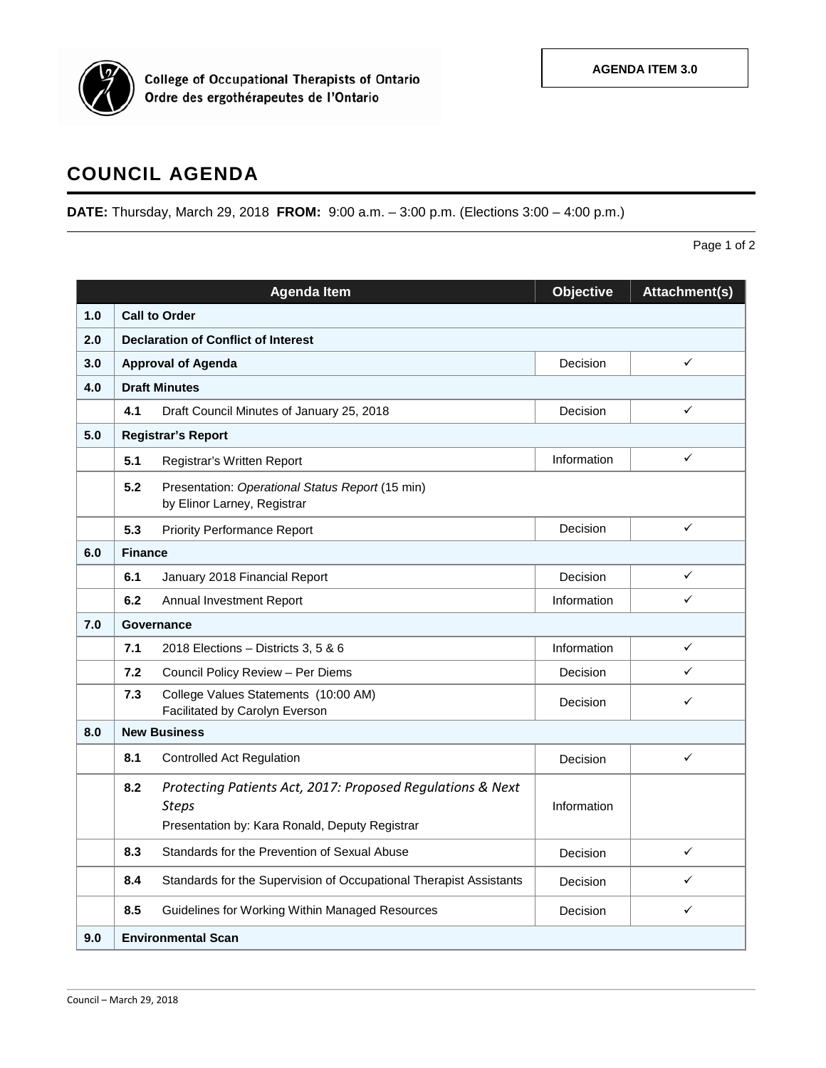College of Occupational Therapists of Ontario
Ordre des ergothérapeutes de l'Ontario

**AGENDA ITEM 3.0**

# COUNCIL AGENDA

**DATE:** Thursday, March 29, 2018 **FROM:** 9:00 a.m. – 3:00 p.m. (Elections 3:00 – 4:00 p.m.)

| | Agenda Item | Objective | Attachment(s) |
|---|---|---|---|
| **1.0** | **Call to Order** | | |
| **2.0** | **Declaration of Conflict of Interest** | | |
| **3.0** | **Approval of Agenda** | Decision | ✓ |
| **4.0** | **Draft Minutes** | | |
| | **4.1** Draft Council Minutes of January 25, 2018 | Decision | ✓ |
| **5.0** | **Registrar's Report** | | |
| | **5.1** Registrar's Written Report | Information | ✓ |
| | **5.2** Presentation: *Operational Status Report* (15 min) by Elinor Larney, Registrar | | |
| | **5.3** Priority Performance Report | Decision | ✓ |
| **6.0** | **Finance** | | |
| | **6.1** January 2018 Financial Report | Decision | ✓ |
| | **6.2** Annual Investment Report | Information | ✓ |
| **7.0** | **Governance** | | |
| | **7.1** 2018 Elections – Districts 3, 5 & 6 | Information | ✓ |
| | **7.2** Council Policy Review – Per Diems | Decision | ✓ |
| | **7.3** College Values Statements (10:00 AM) Facilitated by Carolyn Everson | Decision | ✓ |
| **8.0** | **New Business** | | |
| | **8.1** Controlled Act Regulation | Decision | ✓ |
| | **8.2** *Protecting Patients Act, 2017: Proposed Regulations & Next Steps* Presentation by: Kara Ronald, Deputy Registrar | Information | |
| | **8.3** Standards for the Prevention of Sexual Abuse | Decision | ✓ |
| | **8.4** Standards for the Supervision of Occupational Therapist Assistants | Decision | ✓ |
| | **8.5** Guidelines for Working Within Managed Resources | Decision | ✓ |
| **9.0** | **Environmental Scan** | | |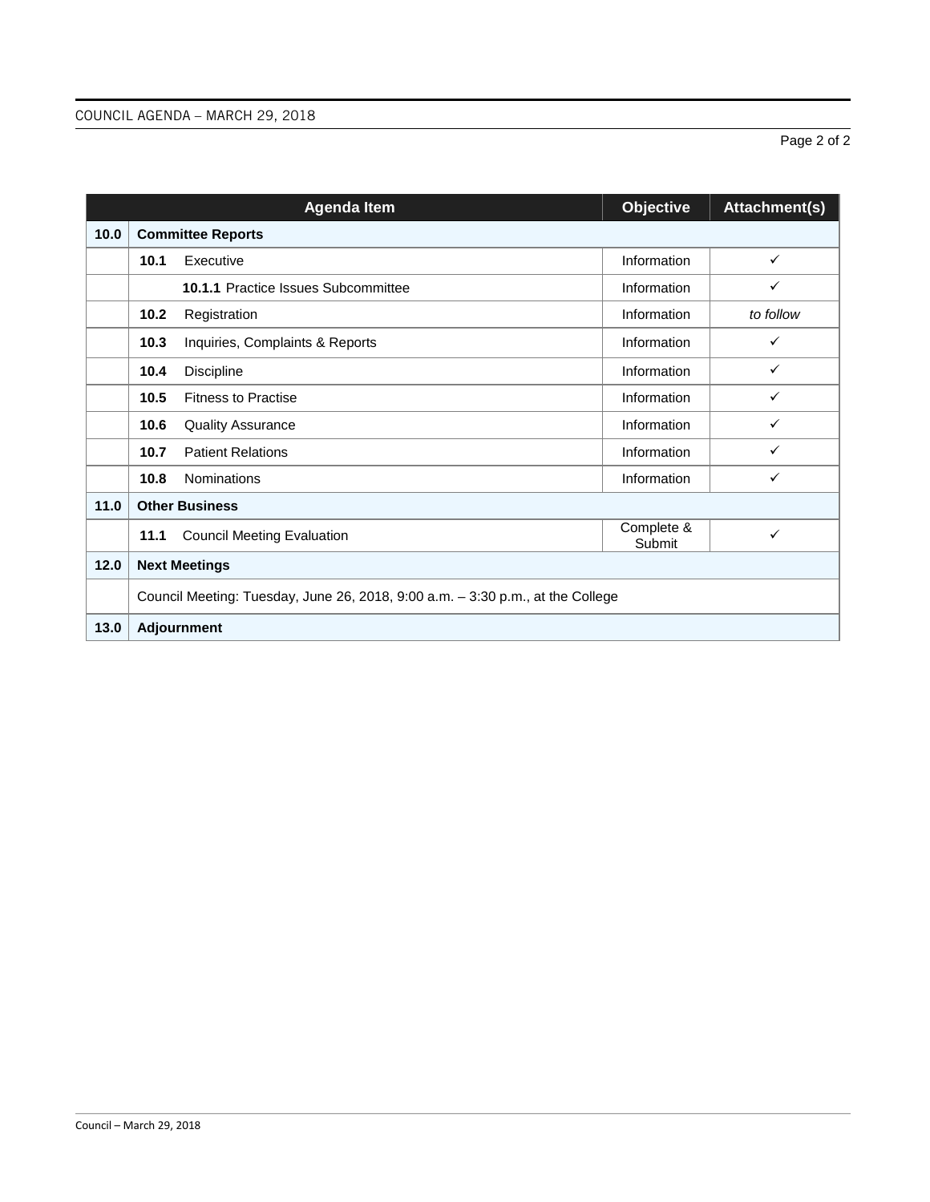| | Agenda Item | Objective | Attachment(s) |
|---|---|---|---|
| **10.0** | **Committee Reports** | | |
| | **10.1** Executive | Information | ✓ |
| | **10.1.1** Practice Issues Subcommittee | Information | ✓ |
| | **10.2** Registration | Information | *to follow* |
| | **10.3** Inquiries, Complaints & Reports | Information | ✓ |
| | **10.4** Discipline | Information | ✓ |
| | **10.5** Fitness to Practise | Information | ✓ |
| | **10.6** Quality Assurance | Information | ✓ |
| | **10.7** Patient Relations | Information | ✓ |
| | **10.8** Nominations | Information | ✓ |
| **11.0** | **Other Business** | | |
| | **11.1** Council Meeting Evaluation | Complete & Submit | ✓ |
| **12.0** | **Next Meetings** | | |
| | Council Meeting: Tuesday, June 26, 2018, 9:00 a.m. – 3:30 p.m., at the College | | |
| **13.0** | **Adjournment** | | |